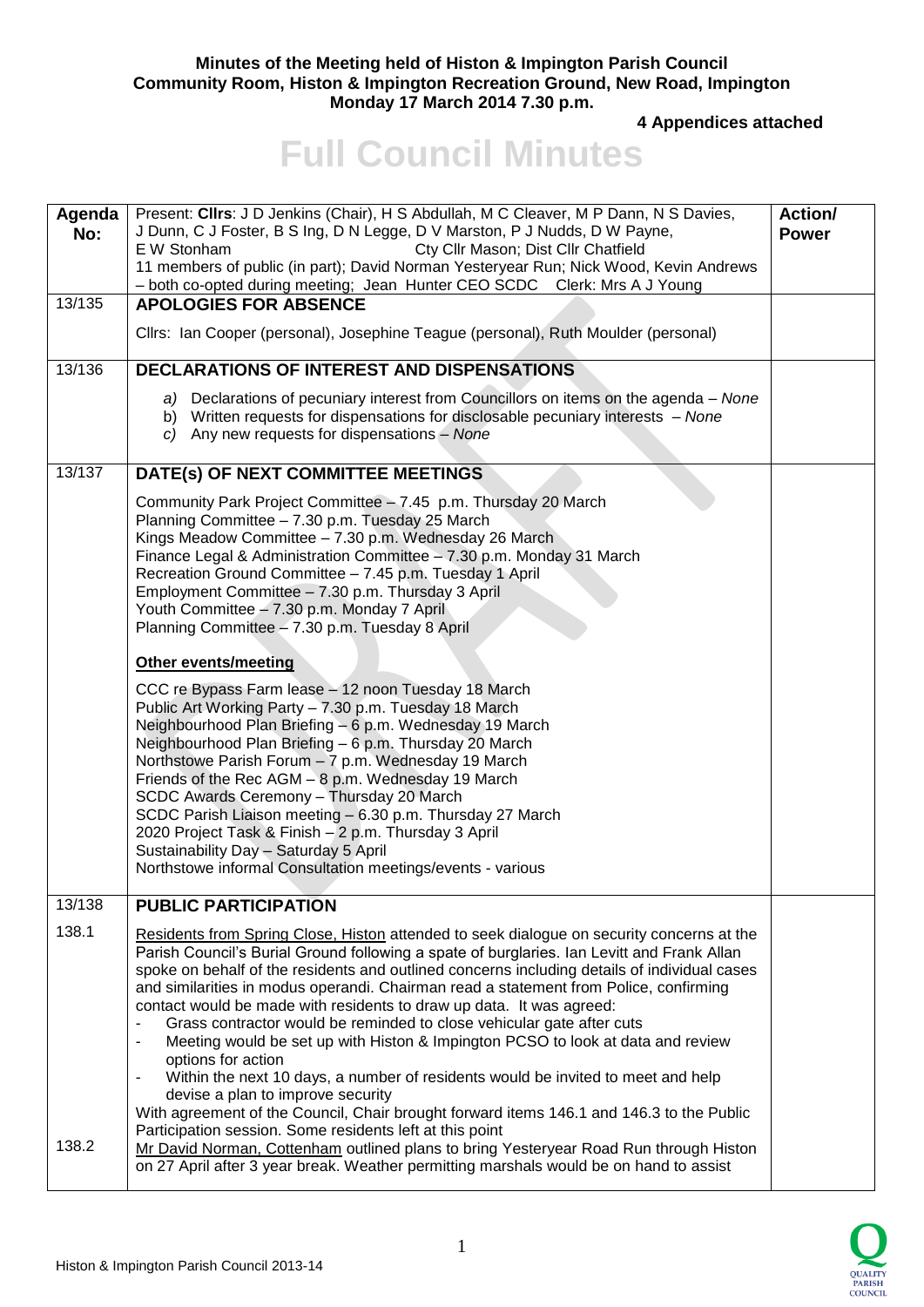**Minutes of the Meeting held of Histon & Impington Parish Council**
**Community Room, Histon & Impington Recreation Ground, New Road, Impington**
**Monday 17 March 2014 7.30 p.m.**

**4 Appendices attached**

# Full Council Minutes

| Agenda No: | Present: **Cllrs**: J D Jenkins (Chair), H S Abdullah, M C Cleaver, M P Dann, N S Davies, J Dunn, C J Foster, B S Ing, D N Legge, D V Marston, P J Nudds, D W Payne, E W Stonham Cty Cllr Mason; Dist Cllr Chatfield<br>11 members of public (in part); David Norman Yesteryear Run; Nick Wood, Kevin Andrews – both co-opted during meeting; Jean Hunter CEO SCDC Clerk: Mrs A J Young | Action/ Power |
|---|---|---|
| 13/135 | **APOLOGIES FOR ABSENCE**<br><br>Cllrs: Ian Cooper (personal), Josephine Teague (personal), Ruth Moulder (personal) | |
| 13/136 | **DECLARATIONS OF INTEREST AND DISPENSATIONS**<br><br>*a)* Declarations of pecuniary interest from Councillors on items on the agenda – *None*<br>b) Written requests for dispensations for disclosable pecuniary interests – *None*<br>*c)* Any new requests for dispensations – *None* | |
| 13/137 | **DATE(s) OF NEXT COMMITTEE MEETINGS**<br><br>Community Park Project Committee – 7.45 p.m. Thursday 20 March<br>Planning Committee – 7.30 p.m. Tuesday 25 March<br>Kings Meadow Committee – 7.30 p.m. Wednesday 26 March<br>Finance Legal & Administration Committee – 7.30 p.m. Monday 31 March<br>Recreation Ground Committee – 7.45 p.m. Tuesday 1 April<br>Employment Committee – 7.30 p.m. Thursday 3 April<br>Youth Committee – 7.30 p.m. Monday 7 April<br>Planning Committee – 7.30 p.m. Tuesday 8 April<br><br>**Other events/meeting**<br><br>CCC re Bypass Farm lease – 12 noon Tuesday 18 March<br>Public Art Working Party – 7.30 p.m. Tuesday 18 March<br>Neighbourhood Plan Briefing – 6 p.m. Wednesday 19 March<br>Neighbourhood Plan Briefing – 6 p.m. Thursday 20 March<br>Northstowe Parish Forum – 7 p.m. Wednesday 19 March<br>Friends of the Rec AGM – 8 p.m. Wednesday 19 March<br>SCDC Awards Ceremony – Thursday 20 March<br>SCDC Parish Liaison meeting – 6.30 p.m. Thursday 27 March<br>2020 Project Task & Finish – 2 p.m. Thursday 3 April<br>Sustainability Day – Saturday 5 April<br>Northstowe informal Consultation meetings/events - various | |
| 13/138 | **PUBLIC PARTICIPATION** | |
| 138.1 | Residents from Spring Close, Histon attended to seek dialogue on security concerns at the Parish Council's Burial Ground following a spate of burglaries. Ian Levitt and Frank Allan spoke on behalf of the residents and outlined concerns including details of individual cases and similarities in modus operandi. Chairman read a statement from Police, confirming contact would be made with residents to draw up data. It was agreed:<br>- Grass contractor would be reminded to close vehicular gate after cuts<br>- Meeting would be set up with Histon & Impington PCSO to look at data and review options for action<br>- Within the next 10 days, a number of residents would be invited to meet and help devise a plan to improve security<br>With agreement of the Council, Chair brought forward items 146.1 and 146.3 to the Public Participation session. Some residents left at this point | |
| 138.2 | Mr David Norman, Cottenham outlined plans to bring Yesteryear Road Run through Histon on 27 April after 3 year break. Weather permitting marshals would be on hand to assist | |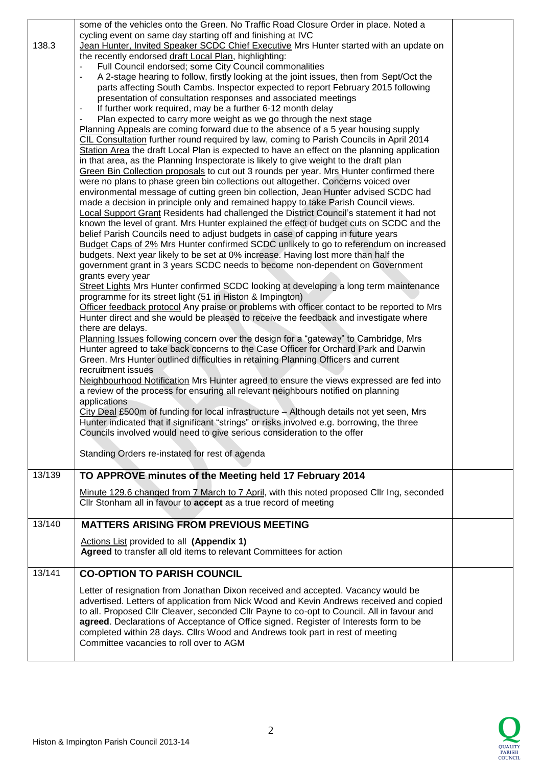| | | |
|---|---|---|
| | some of the vehicles onto the Green. No Traffic Road Closure Order in place. Noted a cycling event on same day starting off and finishing at IVC | |
| 138.3 | Jean Hunter, Invited Speaker SCDC Chief Executive Mrs Hunter started with an update on the recently endorsed draft Local Plan, highlighting:<br>- Full Council endorsed; some City Council commonalities<br>- A 2-stage hearing to follow, firstly looking at the joint issues, then from Sept/Oct the parts affecting South Cambs. Inspector expected to report February 2015 following presentation of consultation responses and associated meetings<br>- If further work required, may be a further 6-12 month delay<br>- Plan expected to carry more weight as we go through the next stage<br>Planning Appeals are coming forward due to the absence of a 5 year housing supply<br>CIL Consultation further round required by law, coming to Parish Councils in April 2014<br>Station Area the draft Local Plan is expected to have an effect on the planning application in that area, as the Planning Inspectorate is likely to give weight to the draft plan<br>Green Bin Collection proposals to cut out 3 rounds per year. Mrs Hunter confirmed there were no plans to phase green bin collections out altogether. Concerns voiced over environmental message of cutting green bin collection, Jean Hunter advised SCDC had made a decision in principle only and remained happy to take Parish Council views.<br>Local Support Grant Residents had challenged the District Council's statement it had not known the level of grant. Mrs Hunter explained the effect of budget cuts on SCDC and the belief Parish Councils need to adjust budgets in case of capping in future years<br>Budget Caps of 2% Mrs Hunter confirmed SCDC unlikely to go to referendum on increased budgets. Next year likely to be set at 0% increase. Having lost more than half the government grant in 3 years SCDC needs to become non-dependent on Government grants every year<br>Street Lights Mrs Hunter confirmed SCDC looking at developing a long term maintenance programme for its street light (51 in Histon & Impington)<br>Officer feedback protocol Any praise or problems with officer contact to be reported to Mrs Hunter direct and she would be pleased to receive the feedback and investigate where there are delays.<br>Planning Issues following concern over the design for a "gateway" to Cambridge, Mrs Hunter agreed to take back concerns to the Case Officer for Orchard Park and Darwin Green. Mrs Hunter outlined difficulties in retaining Planning Officers and current recruitment issues<br>Neighbourhood Notification Mrs Hunter agreed to ensure the views expressed are fed into a review of the process for ensuring all relevant neighbours notified on planning applications<br>City Deal £500m of funding for local infrastructure – Although details not yet seen, Mrs Hunter indicated that if significant "strings" or risks involved e.g. borrowing, the three Councils involved would need to give serious consideration to the offer<br><br>Standing Orders re-instated for rest of agenda | |
| 13/139 | **TO APPROVE minutes of the Meeting held 17 February 2014**<br><br>Minute 129.6 changed from 7 March to 7 April, with this noted proposed Cllr Ing, seconded Cllr Stonham all in favour to **accept** as a true record of meeting | |
| 13/140 | **MATTERS ARISING FROM PREVIOUS MEETING**<br><br>Actions List provided to all **(Appendix 1)**<br>**Agreed** to transfer all old items to relevant Committees for action | |
| 13/141 | **CO-OPTION TO PARISH COUNCIL**<br><br>Letter of resignation from Jonathan Dixon received and accepted. Vacancy would be advertised. Letters of application from Nick Wood and Kevin Andrews received and copied to all. Proposed Cllr Cleaver, seconded Cllr Payne to co-opt to Council. All in favour and **agreed**. Declarations of Acceptance of Office signed. Register of Interests form to be completed within 28 days. Cllrs Wood and Andrews took part in rest of meeting<br>Committee vacancies to roll over to AGM | |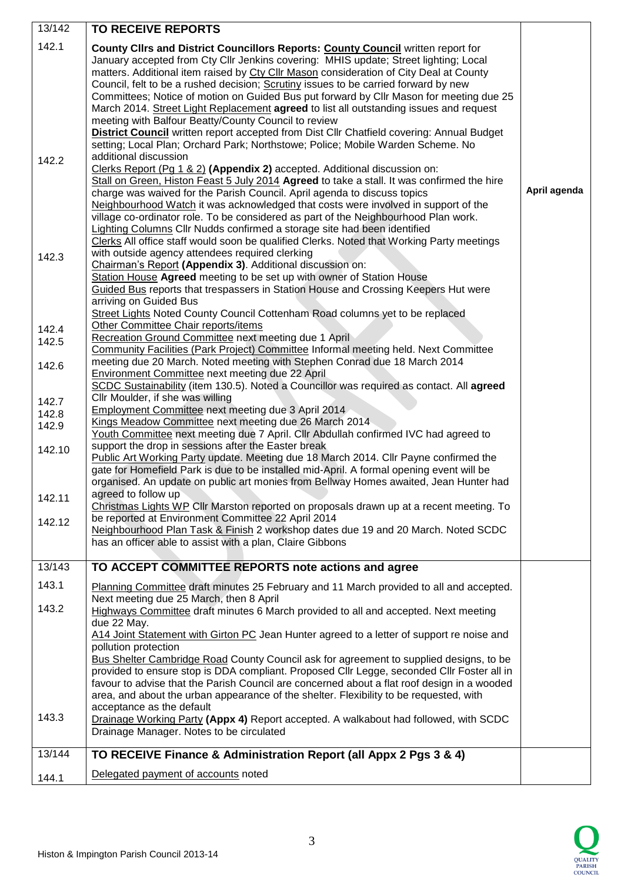| 13/142 | **TO RECEIVE REPORTS** | |
|---|---|---|
| 142.1 | **County Cllrs and District Councillors Reports: County Council** written report for January accepted from Cty Cllr Jenkins covering: MHIS update; Street lighting; Local matters. Additional item raised by Cty Cllr Mason consideration of City Deal at County Council, felt to be a rushed decision; Scrutiny issues to be carried forward by new Committees; Notice of motion on Guided Bus put forward by Cllr Mason for meeting due 25 March 2014. Street Light Replacement **agreed** to list all outstanding issues and request meeting with Balfour Beatty/County Council to review<br>**District Council** written report accepted from Dist Cllr Chatfield covering: Annual Budget setting; Local Plan; Orchard Park; Northstowe; Police; Mobile Warden Scheme. No additional discussion | |
| 142.2 | Clerks Report (Pg 1 & 2) **(Appendix 2)** accepted. Additional discussion on:<br>Stall on Green, Histon Feast 5 July 2014 **Agreed** to take a stall. It was confirmed the hire charge was waived for the Parish Council. April agenda to discuss topics<br>Neighbourhood Watch it was acknowledged that costs were involved in support of the village co-ordinator role. To be considered as part of the Neighbourhood Plan work.<br>Lighting Columns Cllr Nudds confirmed a storage site had been identified<br>Clerks All office staff would soon be qualified Clerks. Noted that Working Party meetings with outside agency attendees required clerking | April agenda |
| 142.3 | Chairman's Report **(Appendix 3)**. Additional discussion on:<br>Station House **Agreed** meeting to be set up with owner of Station House<br>Guided Bus reports that trespassers in Station House and Crossing Keepers Hut were arriving on Guided Bus<br>Street Lights Noted County Council Cottenham Road columns yet to be replaced | |
| 142.4 | Other Committee Chair reports/items | |
| 142.5 | Recreation Ground Committee next meeting due 1 April | |
| 142.6 | Community Facilities (Park Project) Committee Informal meeting held. Next Committee meeting due 20 March. Noted meeting with Stephen Conrad due 18 March 2014<br>Environment Committee next meeting due 22 April<br>SCDC Sustainability (item 130.5). Noted a Councillor was required as contact. All **agreed** Cllr Moulder, if she was willing | |
| 142.7 | Employment Committee next meeting due 3 April 2014 | |
| 142.8 | Kings Meadow Committee next meeting due 26 March 2014 | |
| 142.9 | Youth Committee next meeting due 7 April. Cllr Abdullah confirmed IVC had agreed to support the drop in sessions after the Easter break | |
| 142.10 | Public Art Working Party update. Meeting due 18 March 2014. Cllr Payne confirmed the gate for Homefield Park is due to be installed mid-April. A formal opening event will be organised. An update on public art monies from Bellway Homes awaited, Jean Hunter had agreed to follow up | |
| 142.11 | Christmas Lights WP Cllr Marston reported on proposals drawn up at a recent meeting. To be reported at Environment Committee 22 April 2014 | |
| 142.12 | Neighbourhood Plan Task & Finish 2 workshop dates due 19 and 20 March. Noted SCDC has an officer able to assist with a plan, Claire Gibbons | |
| 13/143 | **TO ACCEPT COMMITTEE REPORTS note actions and agree** | |
| 143.1 | Planning Committee draft minutes 25 February and 11 March provided to all and accepted. Next meeting due 25 March, then 8 April | |
| 143.2 | Highways Committee draft minutes 6 March provided to all and accepted. Next meeting due 22 May.<br>A14 Joint Statement with Girton PC Jean Hunter agreed to a letter of support re noise and pollution protection<br>Bus Shelter Cambridge Road County Council ask for agreement to supplied designs, to be provided to ensure stop is DDA compliant. Proposed Cllr Legge, seconded Cllr Foster all in favour to advise that the Parish Council are concerned about a flat roof design in a wooded area, and about the urban appearance of the shelter. Flexibility to be requested, with acceptance as the default | |
| 143.3 | Drainage Working Party **(Appx 4)** Report accepted. A walkabout had followed, with SCDC Drainage Manager. Notes to be circulated | |
| 13/144 | **TO RECEIVE Finance & Administration Report (all Appx 2 Pgs 3 & 4)** | |
| 144.1 | Delegated payment of accounts noted | |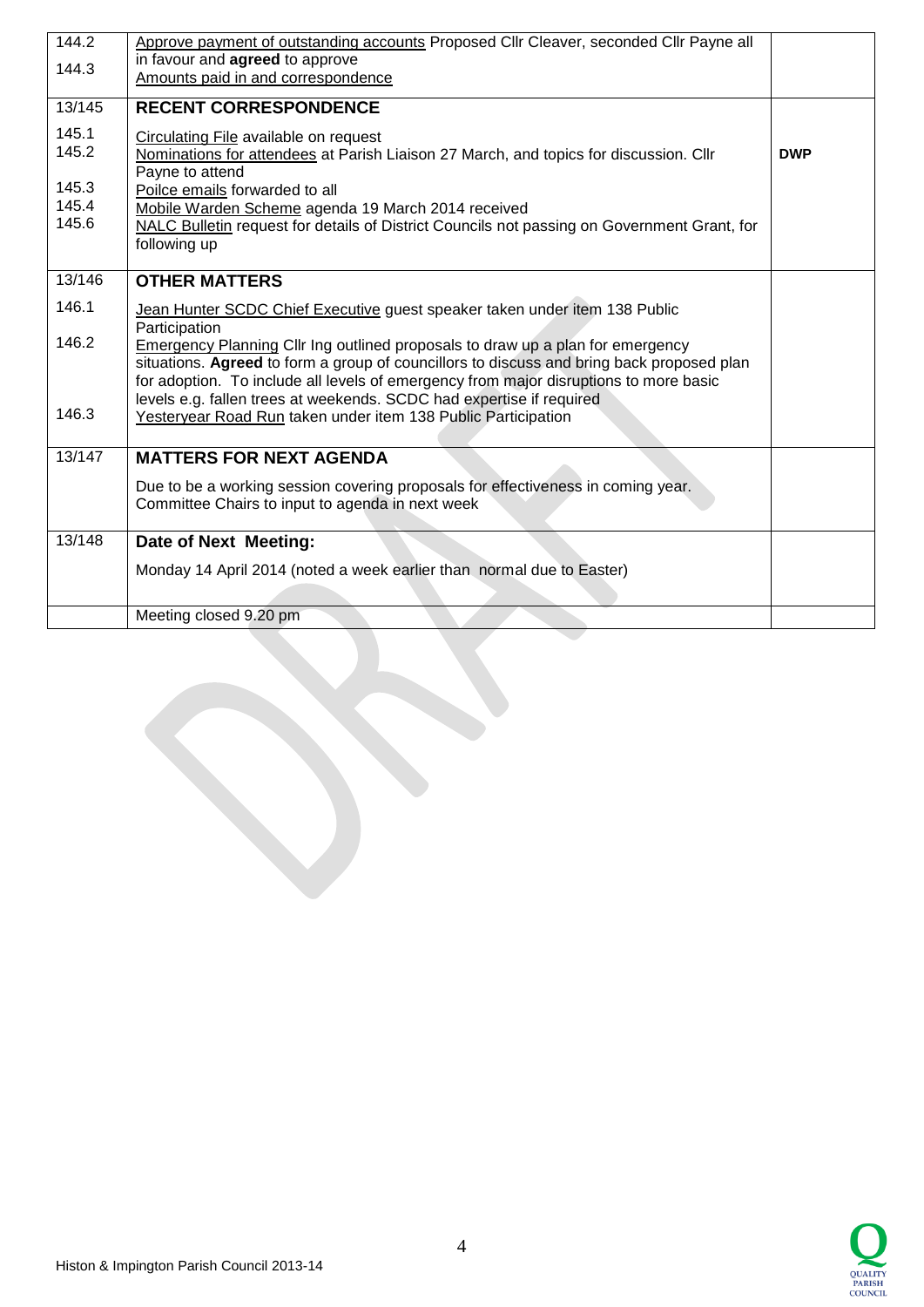| | | |
|---|---|---|
| 144.2<br><br>144.3 | Approve payment of outstanding accounts Proposed Cllr Cleaver, seconded Cllr Payne all in favour and **agreed** to approve<br>Amounts paid in and correspondence | |
| 13/145 | **RECENT CORRESPONDENCE** | |
| 145.1<br>145.2<br><br>145.3<br>145.4<br>145.6 | Circulating File available on request<br>Nominations for attendees at Parish Liaison 27 March, and topics for discussion. Cllr Payne to attend<br>Poilce emails forwarded to all<br>Mobile Warden Scheme agenda 19 March 2014 received<br>NALC Bulletin request for details of District Councils not passing on Government Grant, for following up | **DWP** |
| 13/146 | **OTHER MATTERS** | |
| 146.1<br><br>146.2<br><br><br><br>146.3 | Jean Hunter SCDC Chief Executive guest speaker taken under item 138 Public Participation<br>Emergency Planning Cllr Ing outlined proposals to draw up a plan for emergency situations. **Agreed** to form a group of councillors to discuss and bring back proposed plan for adoption. To include all levels of emergency from major disruptions to more basic levels e.g. fallen trees at weekends. SCDC had expertise if required<br>Yesteryear Road Run taken under item 138 Public Participation | |
| 13/147 | **MATTERS FOR NEXT AGENDA** | |
| | Due to be a working session covering proposals for effectiveness in coming year. Committee Chairs to input to agenda in next week | |
| 13/148 | **Date of Next Meeting:** | |
| | Monday 14 April 2014 (noted a week earlier than normal due to Easter) | |
| | Meeting closed 9.20 pm | |

DRAFT

Histon & Impington Parish Council 2013-14